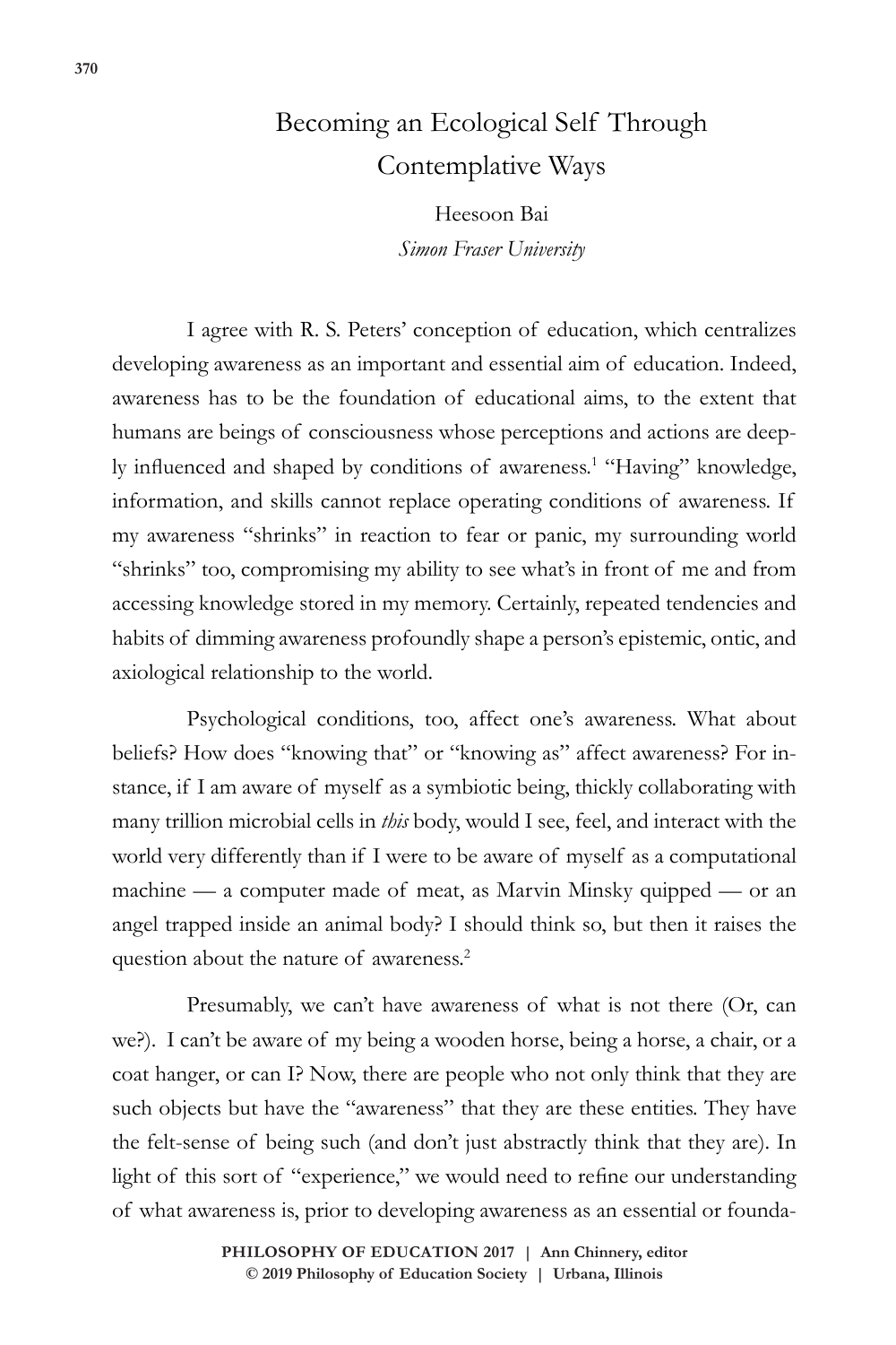# Becoming an Ecological Self Through Contemplative Ways

Heesoon Bai
*Simon Fraser University*

I agree with R. S. Peters' conception of education, which centralizes developing awareness as an important and essential aim of education. Indeed, awareness has to be the foundation of educational aims, to the extent that humans are beings of consciousness whose perceptions and actions are deeply influenced and shaped by conditions of awareness.[1] "Having" knowledge, information, and skills cannot replace operating conditions of awareness. If my awareness "shrinks" in reaction to fear or panic, my surrounding world "shrinks" too, compromising my ability to see what's in front of me and from accessing knowledge stored in my memory. Certainly, repeated tendencies and habits of dimming awareness profoundly shape a person's epistemic, ontic, and axiological relationship to the world.

Psychological conditions, too, affect one's awareness. What about beliefs? How does "knowing that" or "knowing as" affect awareness? For instance, if I am aware of myself as a symbiotic being, thickly collaborating with many trillion microbial cells in *this* body, would I see, feel, and interact with the world very differently than if I were to be aware of myself as a computational machine — a computer made of meat, as Marvin Minsky quipped — or an angel trapped inside an animal body? I should think so, but then it raises the question about the nature of awareness.[2]

Presumably, we can't have awareness of what is not there (Or, can we?). I can't be aware of my being a wooden horse, being a horse, a chair, or a coat hanger, or can I? Now, there are people who not only think that they are such objects but have the "awareness" that they are these entities. They have the felt-sense of being such (and don't just abstractly think that they are). In light of this sort of "experience," we would need to refine our understanding of what awareness is, prior to developing awareness as an essential or founda-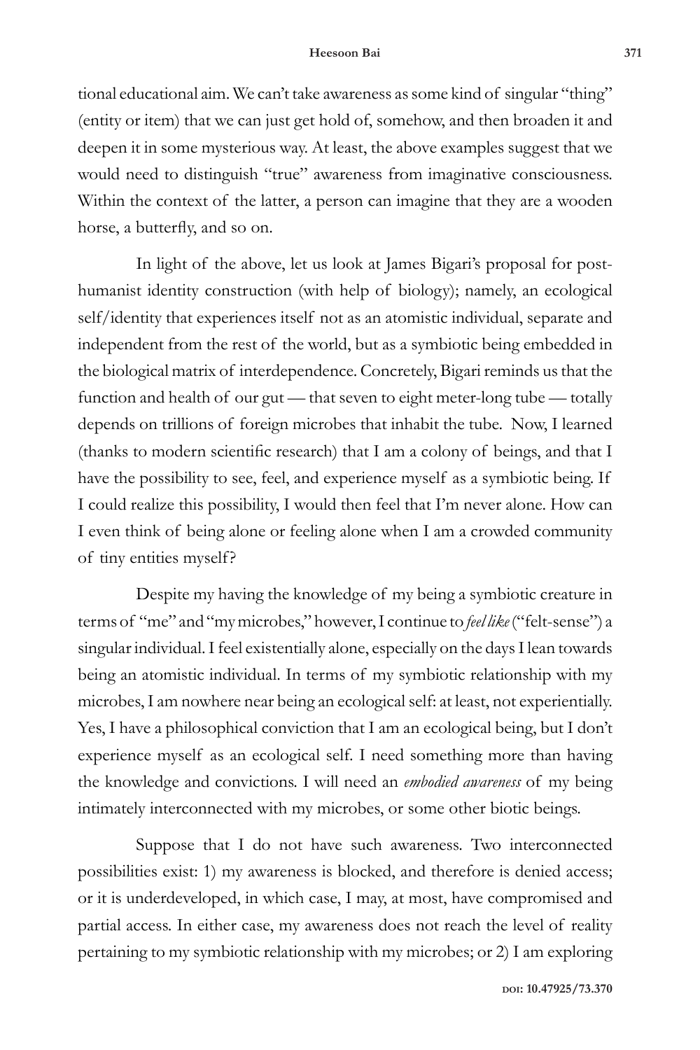tional educational aim. We can't take awareness as some kind of singular "thing" (entity or item) that we can just get hold of, somehow, and then broaden it and deepen it in some mysterious way. At least, the above examples suggest that we would need to distinguish "true" awareness from imaginative consciousness. Within the context of the latter, a person can imagine that they are a wooden horse, a butterfly, and so on.

In light of the above, let us look at James Bigari's proposal for post-humanist identity construction (with help of biology); namely, an ecological self/identity that experiences itself not as an atomistic individual, separate and independent from the rest of the world, but as a symbiotic being embedded in the biological matrix of interdependence. Concretely, Bigari reminds us that the function and health of our gut — that seven to eight meter-long tube — totally depends on trillions of foreign microbes that inhabit the tube. Now, I learned (thanks to modern scientific research) that I am a colony of beings, and that I have the possibility to see, feel, and experience myself as a symbiotic being. If I could realize this possibility, I would then feel that I'm never alone. How can I even think of being alone or feeling alone when I am a crowded community of tiny entities myself?

Despite my having the knowledge of my being a symbiotic creature in terms of "me" and "my microbes," however, I continue to *feel like* ("felt-sense") a singular individual. I feel existentially alone, especially on the days I lean towards being an atomistic individual. In terms of my symbiotic relationship with my microbes, I am nowhere near being an ecological self: at least, not experientially. Yes, I have a philosophical conviction that I am an ecological being, but I don't experience myself as an ecological self. I need something more than having the knowledge and convictions. I will need an *embodied awareness* of my being intimately interconnected with my microbes, or some other biotic beings.

Suppose that I do not have such awareness. Two interconnected possibilities exist: 1) my awareness is blocked, and therefore is denied access; or it is underdeveloped, in which case, I may, at most, have compromised and partial access. In either case, my awareness does not reach the level of reality pertaining to my symbiotic relationship with my microbes; or 2) I am exploring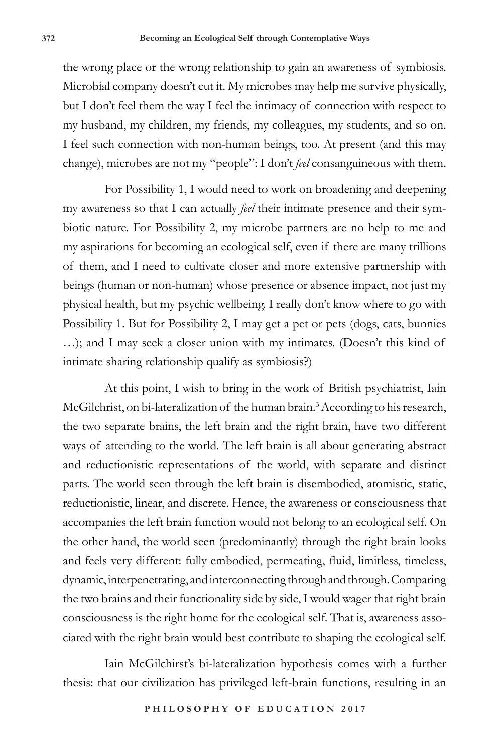the wrong place or the wrong relationship to gain an awareness of symbiosis. Microbial company doesn't cut it. My microbes may help me survive physically, but I don't feel them the way I feel the intimacy of connection with respect to my husband, my children, my friends, my colleagues, my students, and so on. I feel such connection with non-human beings, too. At present (and this may change), microbes are not my "people": I don't *feel* consanguineous with them.

For Possibility 1, I would need to work on broadening and deepening my awareness so that I can actually *feel* their intimate presence and their symbiotic nature. For Possibility 2, my microbe partners are no help to me and my aspirations for becoming an ecological self, even if there are many trillions of them, and I need to cultivate closer and more extensive partnership with beings (human or non-human) whose presence or absence impact, not just my physical health, but my psychic wellbeing. I really don't know where to go with Possibility 1. But for Possibility 2, I may get a pet or pets (dogs, cats, bunnies …); and I may seek a closer union with my intimates. (Doesn't this kind of intimate sharing relationship qualify as symbiosis?)

At this point, I wish to bring in the work of British psychiatrist, Iain McGilchrist, on bi-lateralization of the human brain.[3] According to his research, the two separate brains, the left brain and the right brain, have two different ways of attending to the world. The left brain is all about generating abstract and reductionistic representations of the world, with separate and distinct parts. The world seen through the left brain is disembodied, atomistic, static, reductionistic, linear, and discrete. Hence, the awareness or consciousness that accompanies the left brain function would not belong to an ecological self. On the other hand, the world seen (predominantly) through the right brain looks and feels very different: fully embodied, permeating, fluid, limitless, timeless, dynamic, interpenetrating, and interconnecting through and through. Comparing the two brains and their functionality side by side, I would wager that right brain consciousness is the right home for the ecological self. That is, awareness associated with the right brain would best contribute to shaping the ecological self.

Iain McGilchirst's bi-lateralization hypothesis comes with a further thesis: that our civilization has privileged left-brain functions, resulting in an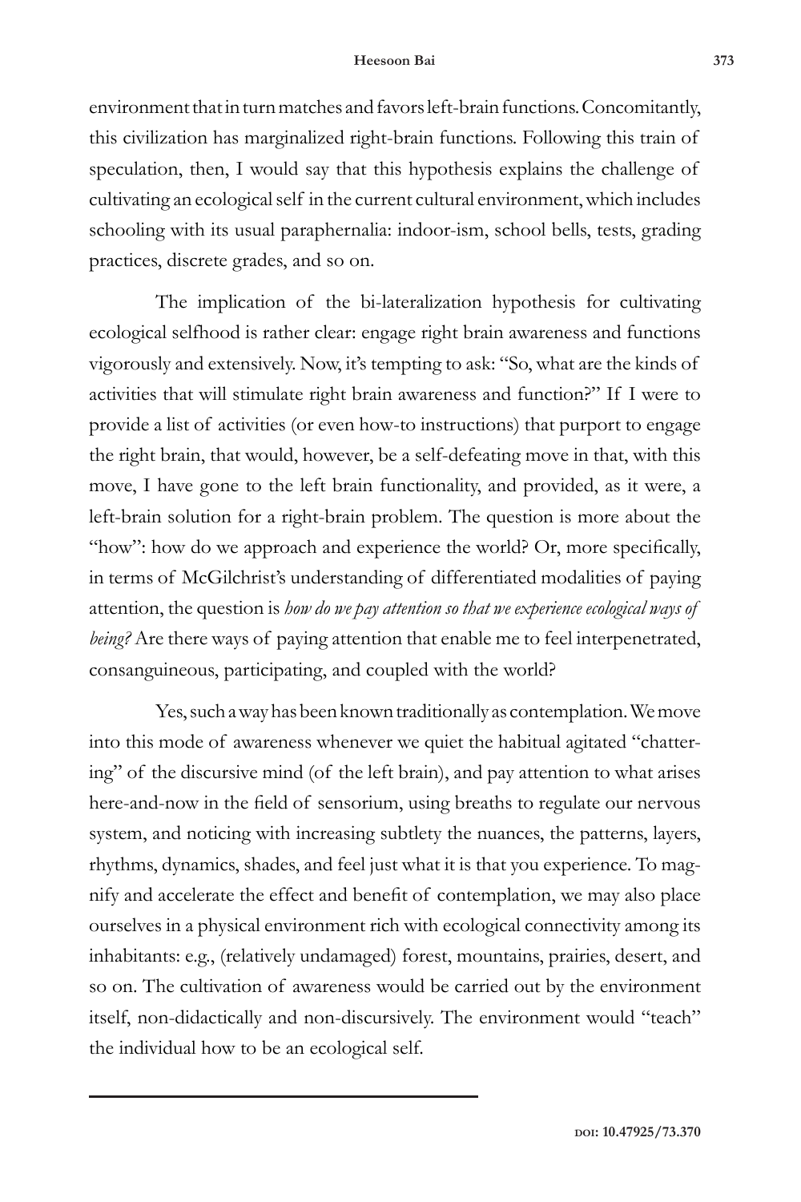environment that in turn matches and favors left-brain functions. Concomitantly, this civilization has marginalized right-brain functions. Following this train of speculation, then, I would say that this hypothesis explains the challenge of cultivating an ecological self in the current cultural environment, which includes schooling with its usual paraphernalia: indoor-ism, school bells, tests, grading practices, discrete grades, and so on.

The implication of the bi-lateralization hypothesis for cultivating ecological selfhood is rather clear: engage right brain awareness and functions vigorously and extensively. Now, it's tempting to ask: "So, what are the kinds of activities that will stimulate right brain awareness and function?" If I were to provide a list of activities (or even how-to instructions) that purport to engage the right brain, that would, however, be a self-defeating move in that, with this move, I have gone to the left brain functionality, and provided, as it were, a left-brain solution for a right-brain problem. The question is more about the "how": how do we approach and experience the world? Or, more specifically, in terms of McGilchrist's understanding of differentiated modalities of paying attention, the question is *how do we pay attention so that we experience ecological ways of being?* Are there ways of paying attention that enable me to feel interpenetrated, consanguineous, participating, and coupled with the world?

Yes, such a way has been known traditionally as contemplation. We move into this mode of awareness whenever we quiet the habitual agitated "chattering" of the discursive mind (of the left brain), and pay attention to what arises here-and-now in the field of sensorium, using breaths to regulate our nervous system, and noticing with increasing subtlety the nuances, the patterns, layers, rhythms, dynamics, shades, and feel just what it is that you experience. To magnify and accelerate the effect and benefit of contemplation, we may also place ourselves in a physical environment rich with ecological connectivity among its inhabitants: e.g., (relatively undamaged) forest, mountains, prairies, desert, and so on. The cultivation of awareness would be carried out by the environment itself, non-didactically and non-discursively. The environment would "teach" the individual how to be an ecological self.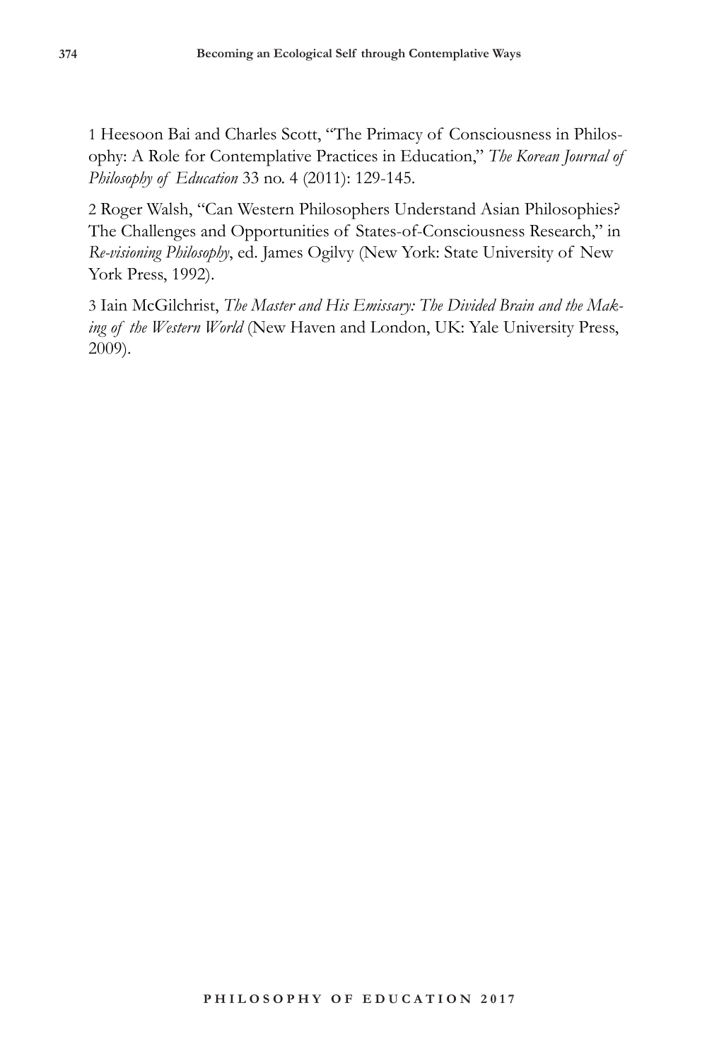1 Heesoon Bai and Charles Scott, "The Primacy of Consciousness in Philosophy: A Role for Contemplative Practices in Education," *The Korean Journal of Philosophy of Education* 33 no. 4 (2011): 129-145.

2 Roger Walsh, "Can Western Philosophers Understand Asian Philosophies? The Challenges and Opportunities of States-of-Consciousness Research," in *Re-visioning Philosophy*, ed. James Ogilvy (New York: State University of New York Press, 1992).

3 Iain McGilchrist, *The Master and His Emissary: The Divided Brain and the Making of the Western World* (New Haven and London, UK: Yale University Press, 2009).